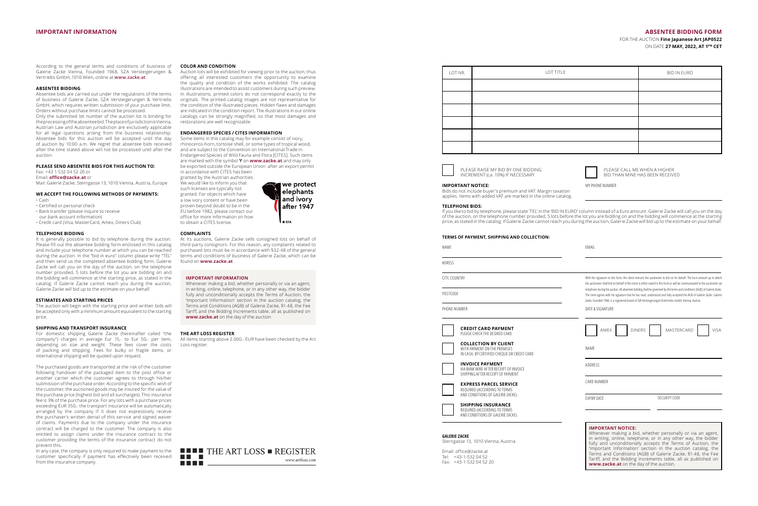## IMPORTANT INFORMATION

According to the general terms and conditions of business of Galerie Zacke Vienna, Founded 1968, SZA Versteigerungen & Vertriebs GmbH, 1010 Wien, online at **www.zacke.at**

### ABSENTEE BIDDING

Absentee bids are carried out under the regulations of the terms of business of Galerie Zacke, SZA Versteigerungen & Vertriebs GmbH, which requires written submission of your purchase limit. Orders without purchase limits cannot be processed.
Only the submitted lot number of the auction lot is binding for the processing of the absentee bid. The place of jurisdiction is Vienna, Austrian Law and Austrian jurisdiction are exclusively applicable for all legal questions arising from the business relationship. Absentee bids for this auction will be accepted until the day of auction by 10:00 a.m. We regret that absentee bids received after the time stated above will not be processed until after the auction.

### PLEASE SEND ABSENTEE BIDS FOR THIS AUCTION TO:

Fax: +43 1 532 04 52 20 or
Email: **office@zacke.at** or
Mail: Galerie Zacke, Sterngasse 13, 1010 Vienna, Austria, Europe

### WE ACCEPT THE FOLLOWING METHODS OF PAYMENTS:

- Cash
- Certified or personal check
- Bank transfer (please inquire to receive our bank account information)
- Credit card (Visa, MasterCard, Amex, Diners Club)

### TELEPHONE BIDDING

It is generally possible to bid by telephone during the auction. Please fill out the absentee bidding form enclosed in this catalog and include your telephone number at which you can be reached during the auction. In the "bid in euro" column please write "TEL" and then send us the completed absentee bidding form. Galerie Zacke will call you on the day of the auction on the telephone number provided, 5 lots before the lot you are bidding on and the bidding will commence at the starting price, as stated in the catalog. If Galerie Zacke cannot reach you during the auction, Galerie Zacke will bid up to the estimate on your behalf.

### ESTIMATES AND STARTING PRICES

The auction will begin with the starting price and written bids will be accepted only with a minimum amount equivalent to the starting price.

### SHIPPING AND TRANSPORT INSURANCE

For domestic shipping Galerie Zacke (hereinafter called "the company") charges in average Eur 15,- to Eur 50,- per item, depending on size and weight. These fees cover the costs of packing and shipping. Fees for bulky or fragile items, or international shipping will be quoted upon request.

The purchased goods are transported at the risk of the customer following handover of the packaged item to the post office or another carrier which the customer agrees to through his/her submission of the purchase order. According to the specific wish of the customer, the auctioned goods may be insured for the value of the purchase price (highest bid and all surcharges). This insurance fee is 3% of the purchase price. For any lots with a purchase prices exceeding EUR 350,- the transport insurance will be automatically arranged by the company if it does not expressively receive the purchaser's written denial of this service and signed waiver of claims. Payments due to the company under the insurance contract will be charged to the customer. The company is also entitled to assign claims under the insurance contract to the customer providing the terms of the insurance contract do not prevent this.
In any case, the company is only required to make payment to the customer specifically if payment has effectively been received from the insurance company.

### COLOR AND CONDITION

Auction lots will be exhibited for viewing prior to the auction, thus offering all interested customers the opportunity to examine the quality and condition of the works exhibited. The catalog illustrations are intended to assist customers during such preview. In illustrations, printed colors do not correspond exactly to the originals. The printed catalog images are not representative for the condition of the illustrated pieces. Hidden flaws and damages are indicated in the condition report. The illustrations in our online catalogs can be strongly magnified, so that most damages and restorations are well recognizable.

### ENDANGERED SPECIES / CITES INFORMATION

Some items in this catalog may for example consist of ivory, rhinoceros-horn, tortoise shell, or some types of tropical wood, and are subject to the Convention on International Trade in Endangered Species of Wild Fauna and Flora [CITES]. Such items are marked with the symbol Y on **www.zacke.at** and may only be exported outside the European Union after an export permit in accordance with CITES has been granted by the Austrian authorities. We would like to inform you that such licenses are typically not granted. For objects which have a low ivory content or have been proven beyond doubt to be in the EU before 1982, please contact our office for more information on how to obtain a CITES license.

we protect elephants and ivory after 1947
EFA

### COMPLAINTS

At its auctions, Galerie Zacke sells consigned lots on behalf of third-party consignors. For this reason, any complaints related to purchased lots must be in accordance with §32-48 of the general terms and conditions of business of Galerie Zacke, which can be found on **www.zacke.at**

### IMPORTANT INFORMATION

Whenever making a bid, whether personally or via an agent, in writing, online, telephone, or in any other way, the bidder fully and unconditionally accepts the Terms of Auction, the 'Important Information' section in the auction catalog, the Terms and Conditions (AGB) of Galerie Zacke, §1-48, the Fee Tariff, and the Bidding Increments table, all as published on **www.zacke.at** on the day of the auction

### THE ART LOSS REGISTER

All items starting above 2.000,- EUR have been checked by the Art Loss register.

THE ART LOSS ■ REGISTER
www.artloss.com

## ABSENTEE BIDDING FORM

FOR THE AUCTION **Fine Japanese Art JAP0522**
ON DATE **27 MAY, 2022, AT 1PM CET**

| LOT NR. | LOT TITLE | BID IN EURO |
|---|---|---|
| | | |
| | | |
| | | |
| | | |
| | | |
| | | |

☐ PLEASE RAISE MY BID BY ONE BIDDING INCREMENT (ca. 10%) IF NECESSARY

☐ PLEASE CALL ME WHEN A HIGHER BID THAN MINE HAS BEEN RECEIVED

MY PHONE NUMBER

**IMPORTANT NOTICE:**
Bids do not include buyer's premium and VAT. Margin taxation applies. Items with added VAT are marked in the online catalog.

**TELEPHONE BIDS:**
If you like to bid by telephone, please state 'TEL' in the 'BID IN EURO' column instead of a Euro amount. Galerie Zacke will call you on the day of the auction, on the telephone number provided, 5 lots before the lot you are bidding on and the bidding will commence at the starting price, as stated in the catalog. If Galerie Zacke cannot reach you during the auction, Galerie Zacke will bid up to the estimate on your behalf.

### TERMS OF PAYMENT, SHIPPING AND COLLECTION:

NAME

EMAIL

ADRESS

CITY, COUNTRY

POSTCODE

PHONE NUMBER

With the signature on this form, the client instructs the auctioneer to bid on his behalf. The Euro amount up to which the auctioneer shall bid on behalf of the client is either stated in this form or will be communicated to the auctioneer via telephone during the auction. All absentee bidding shall be governed by the terms and conditions [AGB] of Galerie Zacke. The client agrees with his signature that he has read, understood and fully accepted the AGB of Galerie Zacke. Galerie Zacke, founded 1968, is a registered brand of SZA Versteigerungen & Vertriebs GmbH, Vienna, Austria.

DATE & SIGNATURE

☐ **CREDIT CARD PAYMENT**
PLEASE CHECK THE DESIRED CARD

☐ AMEX ☐ DINERS ☐ MASTERCARD ☐ VISA

☐ **COLLECTION BY CLIENT**
WITH PAYMENT ON THE PREMISES IN CASH, BY CERTIFIED CHEQUE OR CREDIT CARD

NAME

☐ **INVOICE PAYMENT**
VIA BANK WIRE AFTER RECEIPT OF INVOICE SHIPPING AFTER RECEIPT OF PAYMENT

ADDRESS

☐ **EXPRESS PARCEL SERVICE**
REQUIRED (ACCORDING TO TERMS AND CONDITIONS OF GALERIE ZACKE)

CARD NUMBER

EXPIRY DATE

SECURITY CODE

☐ **SHIPPING INSURANCE**
REQUIRED (ACCORDING TO TERMS AND CONDITIONS OF GALERIE ZACKE)

**GALERIE ZACKE**
Sterngasse 13, 1010 Vienna, Austria

Email: office@zacke.at
Tel: +43-1-532 04 52
Fax: +43-1-532 04 52 20

**IMPORTANT NOTICE:**
Whenever making a bid, whether personally or via an agent, in writing, online, telephone, or in any other way, the bidder fully and unconditionally accepts the Terms of Auction, the 'Important Information' section in the auction catalog, the Terms and Conditions (AGB) of Galerie Zacke, §1-48, the Fee Tariff, and the Bidding Increments table, all as published on **www.zacke.at** on the day of the auction.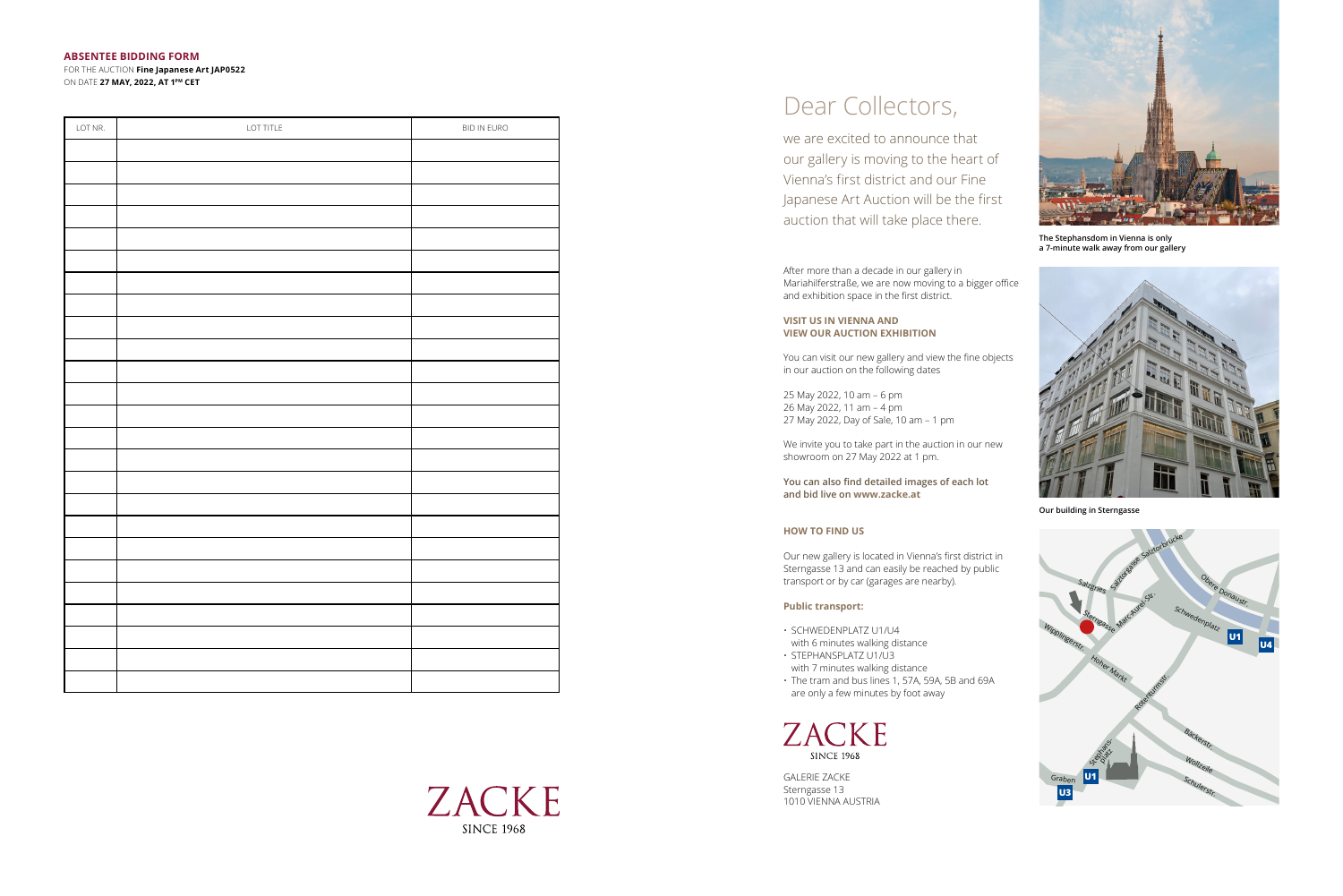**ABSENTEE BIDDING FORM**

FOR THE AUCTION **Fine Japanese Art JAP0522**
ON DATE **27 MAY, 2022, AT 1PM CET**

| LOT NR. | LOT TITLE | BID IN EURO |
|---|---|---|
| | | |
| | | |
| | | |
| | | |
| | | |
| | | |
| | | |
| | | |
| | | |
| | | |
| | | |
| | | |
| | | |
| | | |
| | | |
| | | |
| | | |
| | | |
| | | |
| | | |
| | | |
| | | |
| | | |
| | | |
| | | |

ZACKE
SINCE 1968

# Dear Collectors,

we are excited to announce that our gallery is moving to the heart of Vienna's first district and our Fine Japanese Art Auction will be the first auction that will take place there.

After more than a decade in our gallery in Mariahilferstraße, we are now moving to a bigger office and exhibition space in the first district.

**VISIT US IN VIENNA AND VIEW OUR AUCTION EXHIBITION**

You can visit our new gallery and view the fine objects in our auction on the following dates

25 May 2022, 10 am – 6 pm
26 May 2022, 11 am – 4 pm
27 May 2022, Day of Sale, 10 am – 1 pm

We invite you to take part in the auction in our new showroom on 27 May 2022 at 1 pm.

**You can also find detailed images of each lot and bid live on www.zacke.at**

**HOW TO FIND US**

Our new gallery is located in Vienna's first district in Sterngasse 13 and can easily be reached by public transport or by car (garages are nearby).

**Public transport:**

- SCHWEDENPLATZ U1/U4 with 6 minutes walking distance
- STEPHANSPLATZ U1/U3 with 7 minutes walking distance
- The tram and bus lines 1, 57A, 59A, 5B and 69A are only a few minutes by foot away

ZACKE
SINCE 1968

GALERIE ZACKE
Sterngasse 13
1010 VIENNA AUSTRIA

**The Stephansdom in Vienna is only a 7-minute walk away from our gallery**

**Our building in Sterngasse**

Salzgries
Salztorgasse
Salztorbrücke
Obere Donaustr.
Sterngasse
Marc-Aurel-Str.
Schwedenplatz
U1
U4
Wipplingerstr.
Hoher Markt
Rotenturmstr.
Bäckerstr.
Stephansplatz
Wollzeile
Graben
U1
U3
Schulerstr.